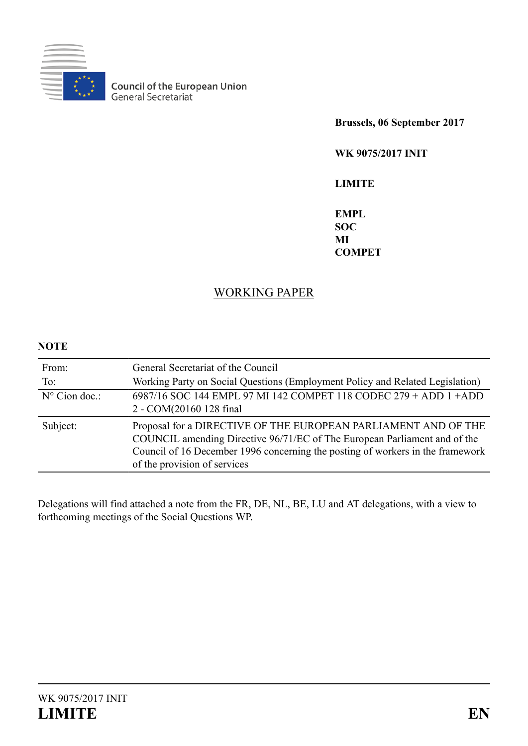Council of the European Union
General Secretariat

**Brussels, 06 September 2017**

**WK 9075/2017 INIT**

**LIMITE**

**EMPL**
**SOC**
**MI**
**COMPET**

## WORKING PAPER

**NOTE**

| | |
|---|---|
| From:<br>To: | General Secretariat of the Council<br>Working Party on Social Questions (Employment Policy and Related Legislation) |
| N° Cion doc.: | 6987/16 SOC 144 EMPL 97 MI 142 COMPET 118 CODEC 279 + ADD 1 +ADD 2 - COM(20160 128 final |
| Subject: | Proposal for a DIRECTIVE OF THE EUROPEAN PARLIAMENT AND OF THE COUNCIL amending Directive 96/71/EC of The European Parliament and of the Council of 16 December 1996 concerning the posting of workers in the framework of the provision of services |

Delegations will find attached a note from the FR, DE, NL, BE, LU and AT delegations, with a view to forthcoming meetings of the Social Questions WP.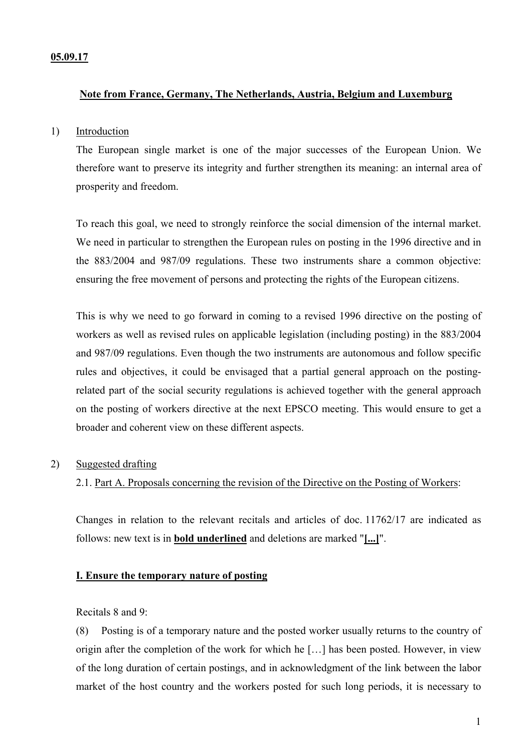**05.09.17**

**Note from France, Germany, The Netherlands, Austria, Belgium and Luxemburg**

1) Introduction

The European single market is one of the major successes of the European Union. We therefore want to preserve its integrity and further strengthen its meaning: an internal area of prosperity and freedom.

To reach this goal, we need to strongly reinforce the social dimension of the internal market. We need in particular to strengthen the European rules on posting in the 1996 directive and in the 883/2004 and 987/09 regulations. These two instruments share a common objective: ensuring the free movement of persons and protecting the rights of the European citizens.

This is why we need to go forward in coming to a revised 1996 directive on the posting of workers as well as revised rules on applicable legislation (including posting) in the 883/2004 and 987/09 regulations. Even though the two instruments are autonomous and follow specific rules and objectives, it could be envisaged that a partial general approach on the posting-related part of the social security regulations is achieved together with the general approach on the posting of workers directive at the next EPSCO meeting. This would ensure to get a broader and coherent view on these different aspects.

2) Suggested drafting

2.1. Part A. Proposals concerning the revision of the Directive on the Posting of Workers:

Changes in relation to the relevant recitals and articles of doc. 11762/17 are indicated as follows: new text is in **bold underlined** and deletions are marked "**[...]**".

**I. Ensure the temporary nature of posting**

Recitals 8 and 9:

(8) Posting is of a temporary nature and the posted worker usually returns to the country of origin after the completion of the work for which he […] has been posted. However, in view of the long duration of certain postings, and in acknowledgment of the link between the labor market of the host country and the workers posted for such long periods, it is necessary to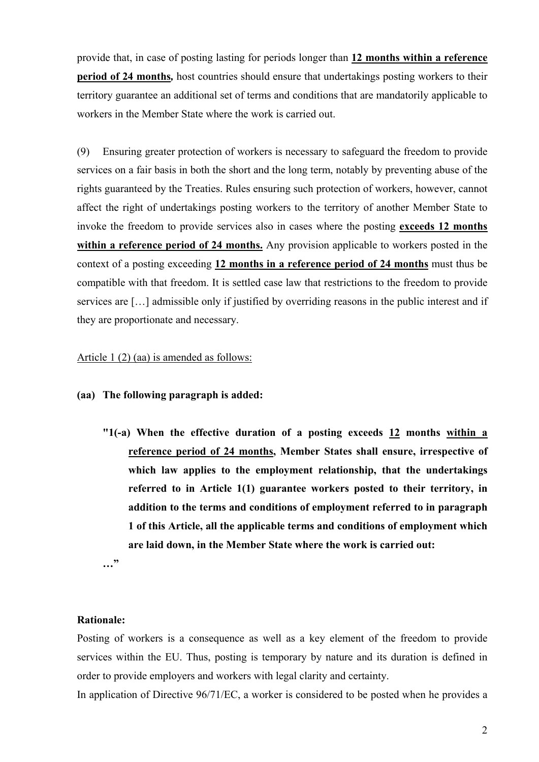provide that, in case of posting lasting for periods longer than **<u>12 months within a reference period of 24 months</u>,** host countries should ensure that undertakings posting workers to their territory guarantee an additional set of terms and conditions that are mandatorily applicable to workers in the Member State where the work is carried out.

(9) Ensuring greater protection of workers is necessary to safeguard the freedom to provide services on a fair basis in both the short and the long term, notably by preventing abuse of the rights guaranteed by the Treaties. Rules ensuring such protection of workers, however, cannot affect the right of undertakings posting workers to the territory of another Member State to invoke the freedom to provide services also in cases where the posting **<u>exceeds 12 months within a reference period of 24 months.</u>** Any provision applicable to workers posted in the context of a posting exceeding **<u>12 months in a reference period of 24 months</u>** must thus be compatible with that freedom. It is settled case law that restrictions to the freedom to provide services are […] admissible only if justified by overriding reasons in the public interest and if they are proportionate and necessary.

<u>Article 1 (2) (aa) is amended as follows:</u>

**(aa) The following paragraph is added:**

> **"1(-a) When the effective duration of a posting exceeds <u>12</u> months <u>within a reference period of 24 months</u>, Member States shall ensure, irrespective of which law applies to the employment relationship, that the undertakings referred to in Article 1(1) guarantee workers posted to their territory, in addition to the terms and conditions of employment referred to in paragraph 1 of this Article, all the applicable terms and conditions of employment which are laid down, in the Member State where the work is carried out:**
>
> **…"**

**Rationale:**

Posting of workers is a consequence as well as a key element of the freedom to provide services within the EU. Thus, posting is temporary by nature and its duration is defined in order to provide employers and workers with legal clarity and certainty.

In application of Directive 96/71/EC, a worker is considered to be posted when he provides a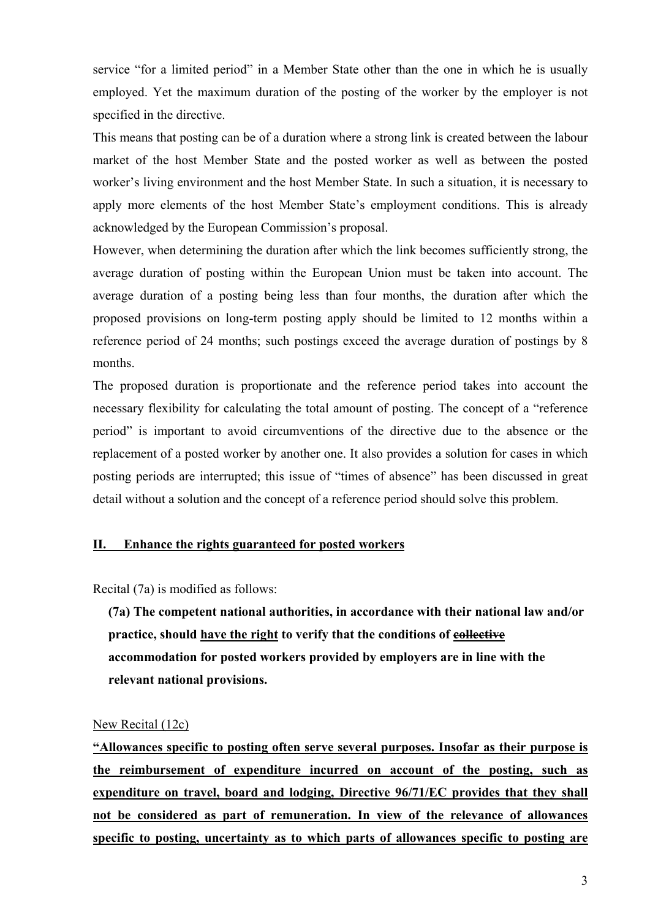service "for a limited period" in a Member State other than the one in which he is usually employed. Yet the maximum duration of the posting of the worker by the employer is not specified in the directive.

This means that posting can be of a duration where a strong link is created between the labour market of the host Member State and the posted worker as well as between the posted worker's living environment and the host Member State. In such a situation, it is necessary to apply more elements of the host Member State's employment conditions. This is already acknowledged by the European Commission's proposal.

However, when determining the duration after which the link becomes sufficiently strong, the average duration of posting within the European Union must be taken into account. The average duration of a posting being less than four months, the duration after which the proposed provisions on long-term posting apply should be limited to 12 months within a reference period of 24 months; such postings exceed the average duration of postings by 8 months.

The proposed duration is proportionate and the reference period takes into account the necessary flexibility for calculating the total amount of posting. The concept of a "reference period" is important to avoid circumventions of the directive due to the absence or the replacement of a posted worker by another one. It also provides a solution for cases in which posting periods are interrupted; this issue of "times of absence" has been discussed in great detail without a solution and the concept of a reference period should solve this problem.

## II. <u>Enhance the rights guaranteed for posted workers</u>

Recital (7a) is modified as follows:

> **(7a) The competent national authorities, in accordance with their national law and/or practice, should <u>have the right</u> to verify that the conditions of ~~collective~~ accommodation for posted workers provided by employers are in line with the relevant national provisions.**

<u>New Recital (12c)</u>

**<u>"Allowances specific to posting often serve several purposes. Insofar as their purpose is the reimbursement of expenditure incurred on account of the posting, such as expenditure on travel, board and lodging, Directive 96/71/EC provides that they shall not be considered as part of remuneration. In view of the relevance of allowances specific to posting, uncertainty as to which parts of allowances specific to posting are</u>**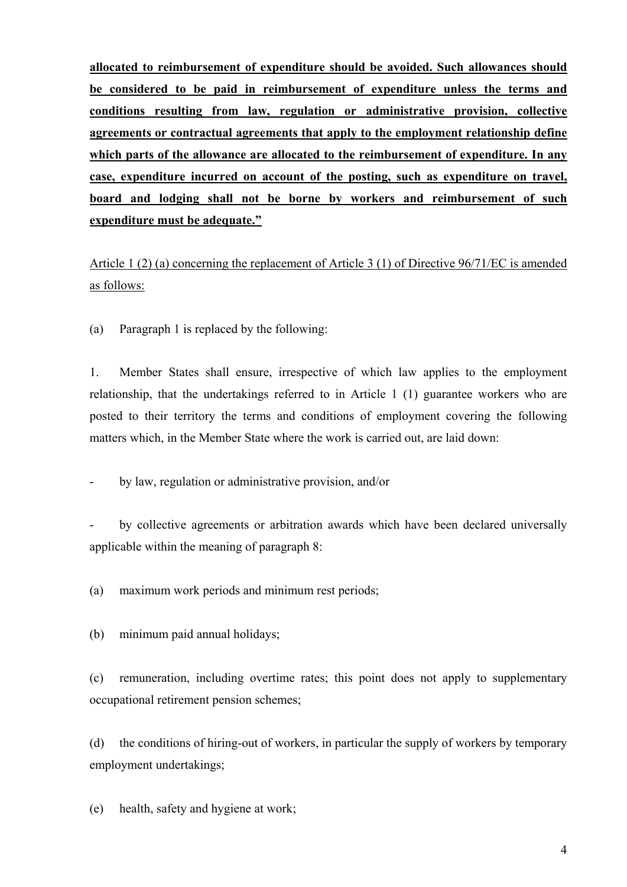**allocated to reimbursement of expenditure should be avoided. Such allowances should be considered to be paid in reimbursement of expenditure unless the terms and conditions resulting from law, regulation or administrative provision, collective agreements or contractual agreements that apply to the employment relationship define which parts of the allowance are allocated to the reimbursement of expenditure. In any case, expenditure incurred on account of the posting, such as expenditure on travel, board and lodging shall not be borne by workers and reimbursement of such expenditure must be adequate."**

Article 1 (2) (a) concerning the replacement of Article 3 (1) of Directive 96/71/EC is amended as follows:

(a) Paragraph 1 is replaced by the following:

1. Member States shall ensure, irrespective of which law applies to the employment relationship, that the undertakings referred to in Article 1 (1) guarantee workers who are posted to their territory the terms and conditions of employment covering the following matters which, in the Member State where the work is carried out, are laid down:

- by law, regulation or administrative provision, and/or

- by collective agreements or arbitration awards which have been declared universally applicable within the meaning of paragraph 8:

(a) maximum work periods and minimum rest periods;

(b) minimum paid annual holidays;

(c) remuneration, including overtime rates; this point does not apply to supplementary occupational retirement pension schemes;

(d) the conditions of hiring-out of workers, in particular the supply of workers by temporary employment undertakings;

(e) health, safety and hygiene at work;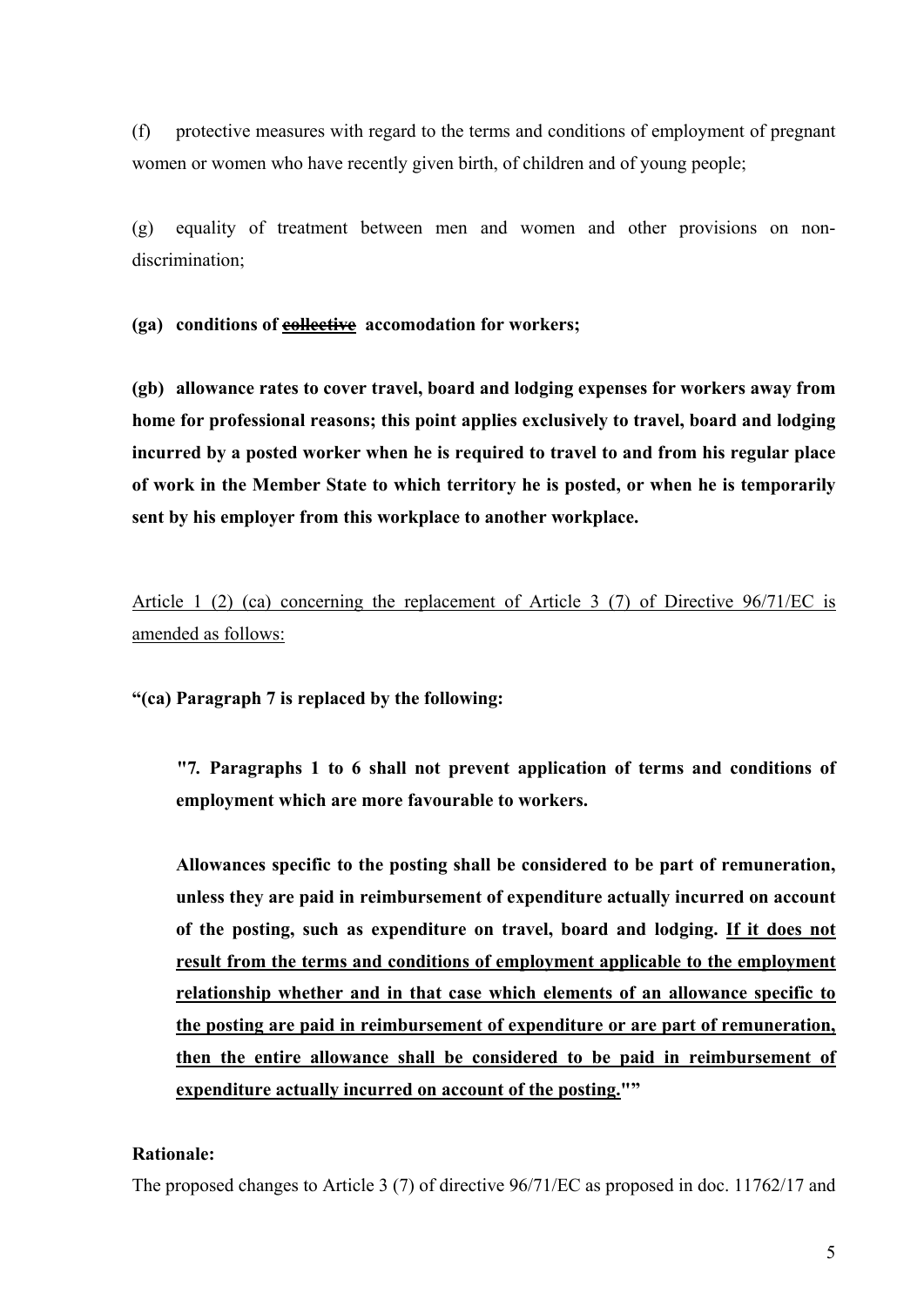(f) protective measures with regard to the terms and conditions of employment of pregnant women or women who have recently given birth, of children and of young people;

(g) equality of treatment between men and women and other provisions on non-discrimination;

**(ga) conditions of ~~collective~~ accomodation for workers;**

**(gb) allowance rates to cover travel, board and lodging expenses for workers away from home for professional reasons; this point applies exclusively to travel, board and lodging incurred by a posted worker when he is required to travel to and from his regular place of work in the Member State to which territory he is posted, or when he is temporarily sent by his employer from this workplace to another workplace.**

<u>Article 1 (2) (ca) concerning the replacement of Article 3 (7) of Directive 96/71/EC is amended as follows:</u>

**"(ca) Paragraph 7 is replaced by the following:**

> **"7. Paragraphs 1 to 6 shall not prevent application of terms and conditions of employment which are more favourable to workers.**
>
> **Allowances specific to the posting shall be considered to be part of remuneration, unless they are paid in reimbursement of expenditure actually incurred on account of the posting, such as expenditure on travel, board and lodging. <u>If it does not result from the terms and conditions of employment applicable to the employment relationship whether and in that case which elements of an allowance specific to the posting are paid in reimbursement of expenditure or are part of remuneration, then the entire allowance shall be considered to be paid in reimbursement of expenditure actually incurred on account of the posting.</u>""**

**Rationale:**

The proposed changes to Article 3 (7) of directive 96/71/EC as proposed in doc. 11762/17 and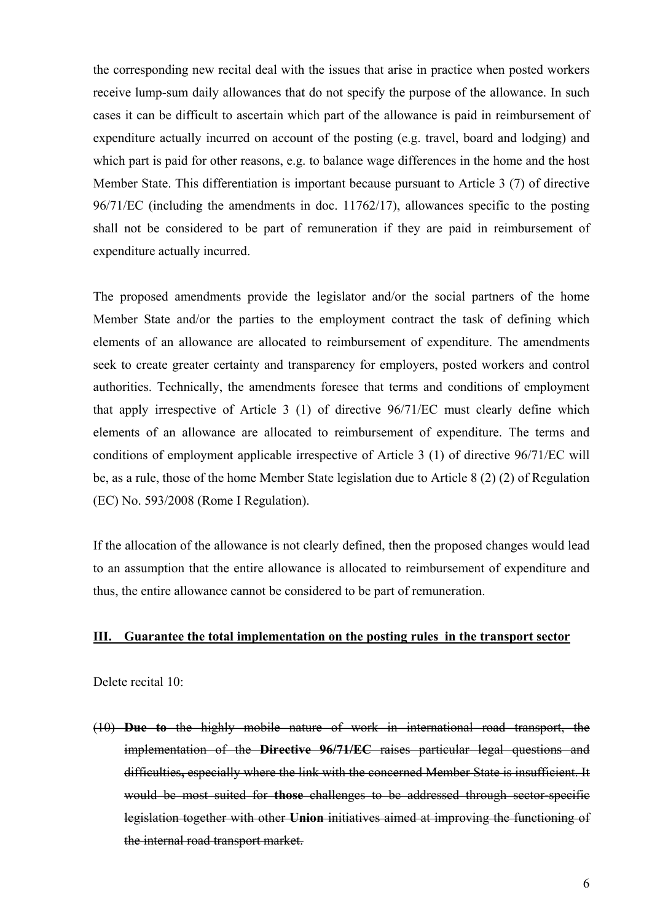the corresponding new recital deal with the issues that arise in practice when posted workers receive lump-sum daily allowances that do not specify the purpose of the allowance. In such cases it can be difficult to ascertain which part of the allowance is paid in reimbursement of expenditure actually incurred on account of the posting (e.g. travel, board and lodging) and which part is paid for other reasons, e.g. to balance wage differences in the home and the host Member State. This differentiation is important because pursuant to Article 3 (7) of directive 96/71/EC (including the amendments in doc. 11762/17), allowances specific to the posting shall not be considered to be part of remuneration if they are paid in reimbursement of expenditure actually incurred.

The proposed amendments provide the legislator and/or the social partners of the home Member State and/or the parties to the employment contract the task of defining which elements of an allowance are allocated to reimbursement of expenditure. The amendments seek to create greater certainty and transparency for employers, posted workers and control authorities. Technically, the amendments foresee that terms and conditions of employment that apply irrespective of Article 3 (1) of directive 96/71/EC must clearly define which elements of an allowance are allocated to reimbursement of expenditure. The terms and conditions of employment applicable irrespective of Article 3 (1) of directive 96/71/EC will be, as a rule, those of the home Member State legislation due to Article 8 (2) (2) of Regulation (EC) No. 593/2008 (Rome I Regulation).

If the allocation of the allowance is not clearly defined, then the proposed changes would lead to an assumption that the entire allowance is allocated to reimbursement of expenditure and thus, the entire allowance cannot be considered to be part of remuneration.

**III. Guarantee the total implementation on the posting rules in the transport sector**

Delete recital 10:

(10) ~~**Due to** the highly mobile nature of work in international road transport, the implementation of the **Directive 96/71/EC** raises particular legal questions and difficulties**,** especially where the link with the concerned Member State is insufficient. It would be most suited for **those** challenges to be addressed through sector-specific legislation together with other **Union** initiatives aimed at improving the functioning of the internal road transport market.~~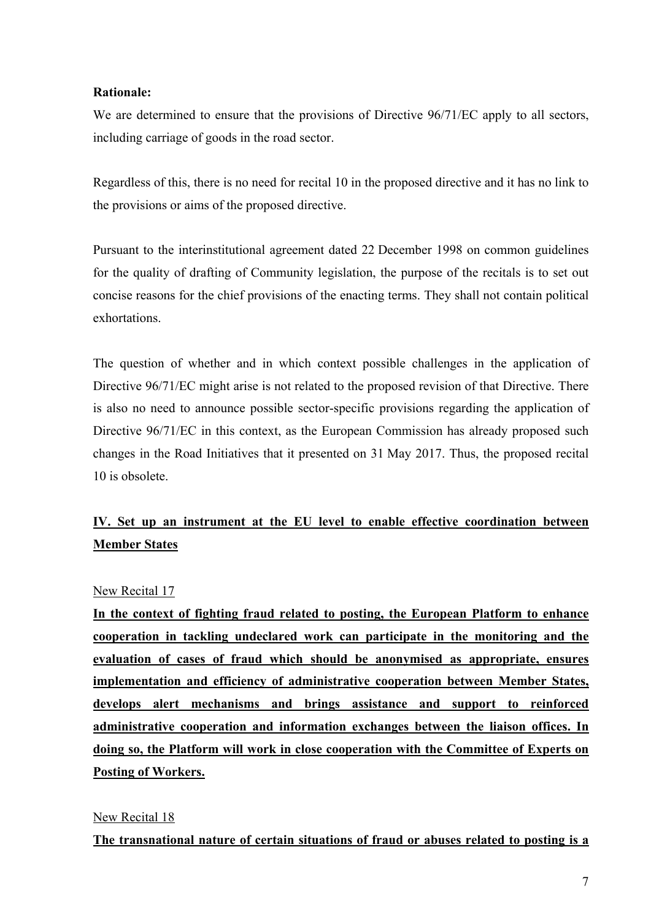**Rationale:**

We are determined to ensure that the provisions of Directive 96/71/EC apply to all sectors, including carriage of goods in the road sector.

Regardless of this, there is no need for recital 10 in the proposed directive and it has no link to the provisions or aims of the proposed directive.

Pursuant to the interinstitutional agreement dated 22 December 1998 on common guidelines for the quality of drafting of Community legislation, the purpose of the recitals is to set out concise reasons for the chief provisions of the enacting terms. They shall not contain political exhortations.

The question of whether and in which context possible challenges in the application of Directive 96/71/EC might arise is not related to the proposed revision of that Directive. There is also no need to announce possible sector-specific provisions regarding the application of Directive 96/71/EC in this context, as the European Commission has already proposed such changes in the Road Initiatives that it presented on 31 May 2017. Thus, the proposed recital 10 is obsolete.

## IV. Set up an instrument at the EU level to enable effective coordination between Member States

New Recital 17

**In the context of fighting fraud related to posting, the European Platform to enhance cooperation in tackling undeclared work can participate in the monitoring and the evaluation of cases of fraud which should be anonymised as appropriate, ensures implementation and efficiency of administrative cooperation between Member States, develops alert mechanisms and brings assistance and support to reinforced administrative cooperation and information exchanges between the liaison offices. In doing so, the Platform will work in close cooperation with the Committee of Experts on Posting of Workers.**

New Recital 18

**The transnational nature of certain situations of fraud or abuses related to posting is a**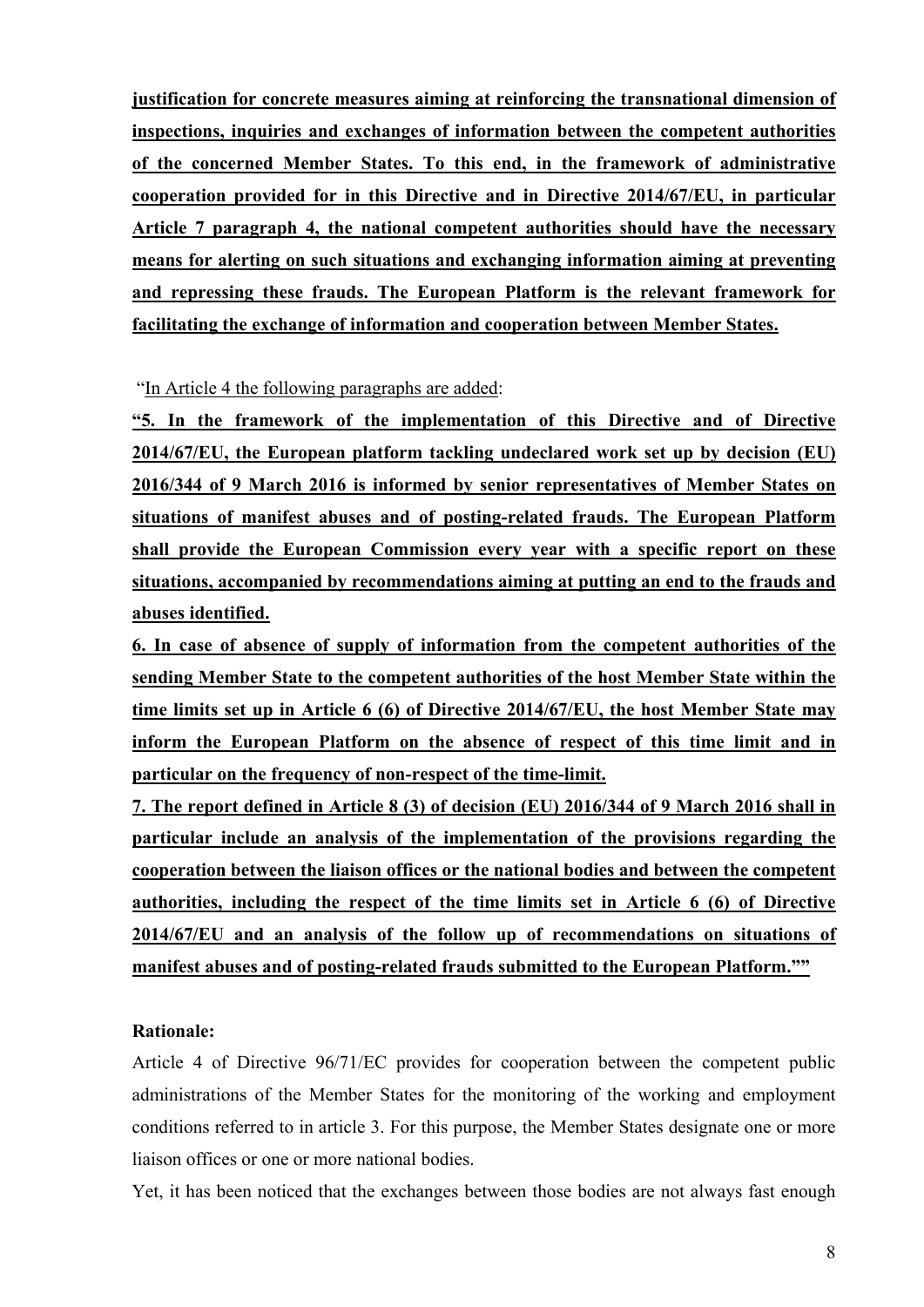**justification for concrete measures aiming at reinforcing the transnational dimension of inspections, inquiries and exchanges of information between the competent authorities of the concerned Member States. To this end, in the framework of administrative cooperation provided for in this Directive and in Directive 2014/67/EU, in particular Article 7 paragraph 4, the national competent authorities should have the necessary means for alerting on such situations and exchanging information aiming at preventing and repressing these frauds. The European Platform is the relevant framework for facilitating the exchange of information and cooperation between Member States.**

"In Article 4 the following paragraphs are added:

**"5. In the framework of the implementation of this Directive and of Directive 2014/67/EU, the European platform tackling undeclared work set up by decision (EU) 2016/344 of 9 March 2016 is informed by senior representatives of Member States on situations of manifest abuses and of posting-related frauds. The European Platform shall provide the European Commission every year with a specific report on these situations, accompanied by recommendations aiming at putting an end to the frauds and abuses identified.**

**6. In case of absence of supply of information from the competent authorities of the sending Member State to the competent authorities of the host Member State within the time limits set up in Article 6 (6) of Directive 2014/67/EU, the host Member State may inform the European Platform on the absence of respect of this time limit and in particular on the frequency of non-respect of the time-limit.**

**7. The report defined in Article 8 (3) of decision (EU) 2016/344 of 9 March 2016 shall in particular include an analysis of the implementation of the provisions regarding the cooperation between the liaison offices or the national bodies and between the competent authorities, including the respect of the time limits set in Article 6 (6) of Directive 2014/67/EU and an analysis of the follow up of recommendations on situations of manifest abuses and of posting-related frauds submitted to the European Platform.""**

**Rationale:**

Article 4 of Directive 96/71/EC provides for cooperation between the competent public administrations of the Member States for the monitoring of the working and employment conditions referred to in article 3. For this purpose, the Member States designate one or more liaison offices or one or more national bodies.

Yet, it has been noticed that the exchanges between those bodies are not always fast enough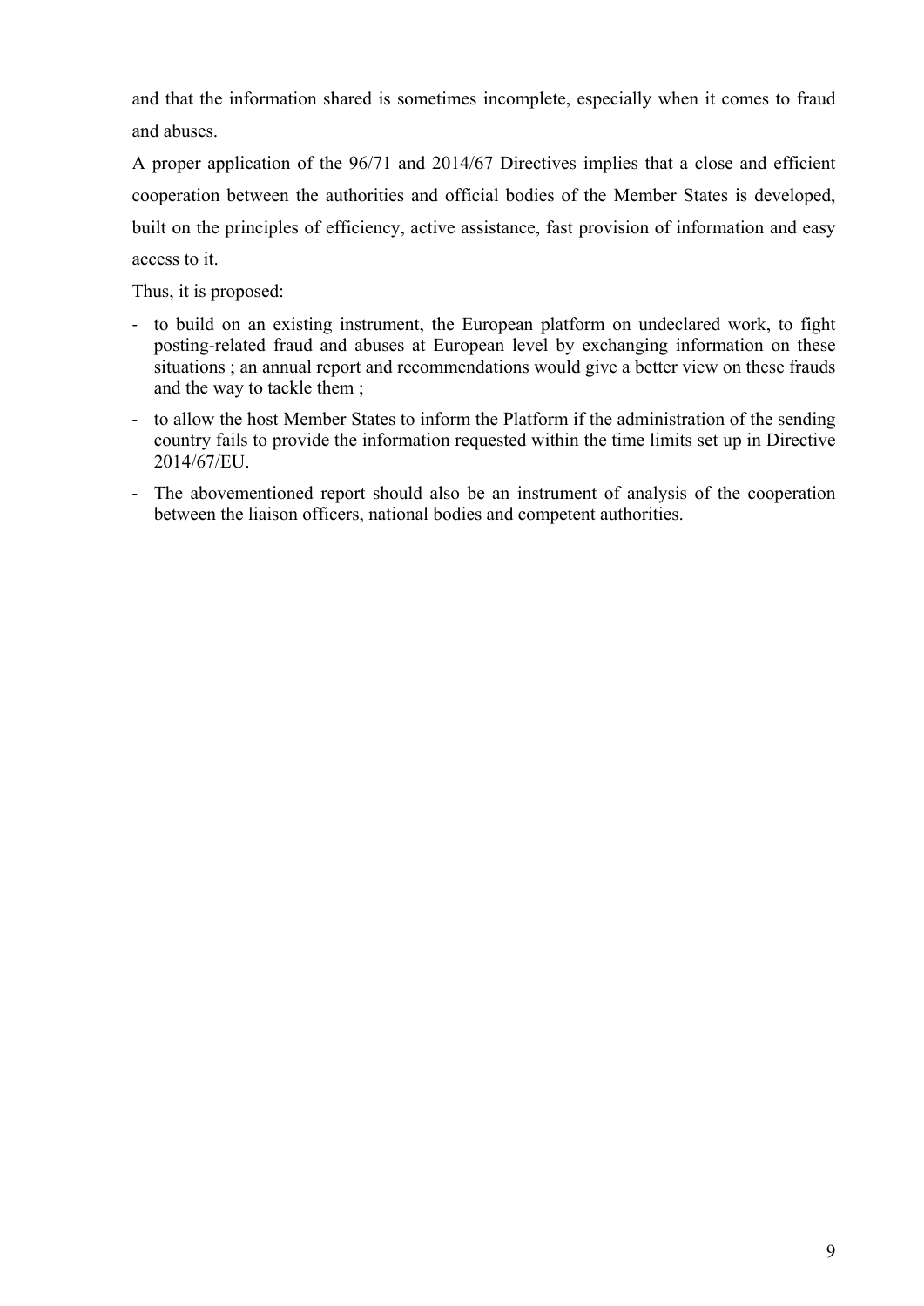and that the information shared is sometimes incomplete, especially when it comes to fraud and abuses.

A proper application of the 96/71 and 2014/67 Directives implies that a close and efficient cooperation between the authorities and official bodies of the Member States is developed, built on the principles of efficiency, active assistance, fast provision of information and easy access to it.

Thus, it is proposed:

- to build on an existing instrument, the European platform on undeclared work, to fight posting-related fraud and abuses at European level by exchanging information on these situations ; an annual report and recommendations would give a better view on these frauds and the way to tackle them ;
- to allow the host Member States to inform the Platform if the administration of the sending country fails to provide the information requested within the time limits set up in Directive 2014/67/EU.
- The abovementioned report should also be an instrument of analysis of the cooperation between the liaison officers, national bodies and competent authorities.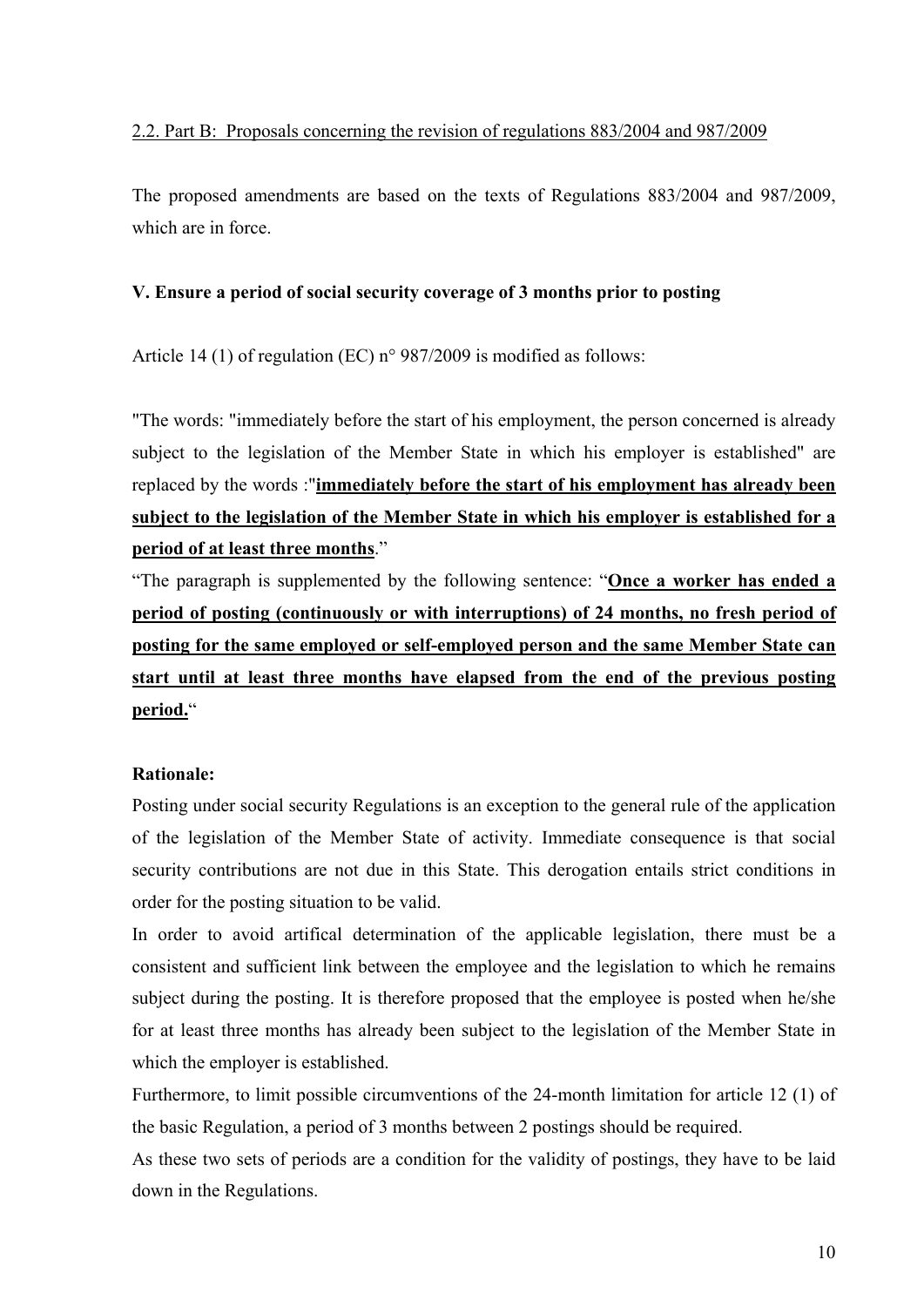2.2. Part B: Proposals concerning the revision of regulations 883/2004 and 987/2009

The proposed amendments are based on the texts of Regulations 883/2004 and 987/2009, which are in force.

**V. Ensure a period of social security coverage of 3 months prior to posting**

Article 14 (1) of regulation (EC) n° 987/2009 is modified as follows:

"The words: "immediately before the start of his employment, the person concerned is already subject to the legislation of the Member State in which his employer is established" are replaced by the words :"**immediately before the start of his employment has already been subject to the legislation of the Member State in which his employer is established for a period of at least three months**."

"The paragraph is supplemented by the following sentence: "**Once a worker has ended a period of posting (continuously or with interruptions) of 24 months, no fresh period of posting for the same employed or self-employed person and the same Member State can start until at least three months have elapsed from the end of the previous posting period.**"

**Rationale:**

Posting under social security Regulations is an exception to the general rule of the application of the legislation of the Member State of activity. Immediate consequence is that social security contributions are not due in this State. This derogation entails strict conditions in order for the posting situation to be valid.

In order to avoid artifical determination of the applicable legislation, there must be a consistent and sufficient link between the employee and the legislation to which he remains subject during the posting. It is therefore proposed that the employee is posted when he/she for at least three months has already been subject to the legislation of the Member State in which the employer is established.

Furthermore, to limit possible circumventions of the 24-month limitation for article 12 (1) of the basic Regulation, a period of 3 months between 2 postings should be required.

As these two sets of periods are a condition for the validity of postings, they have to be laid down in the Regulations.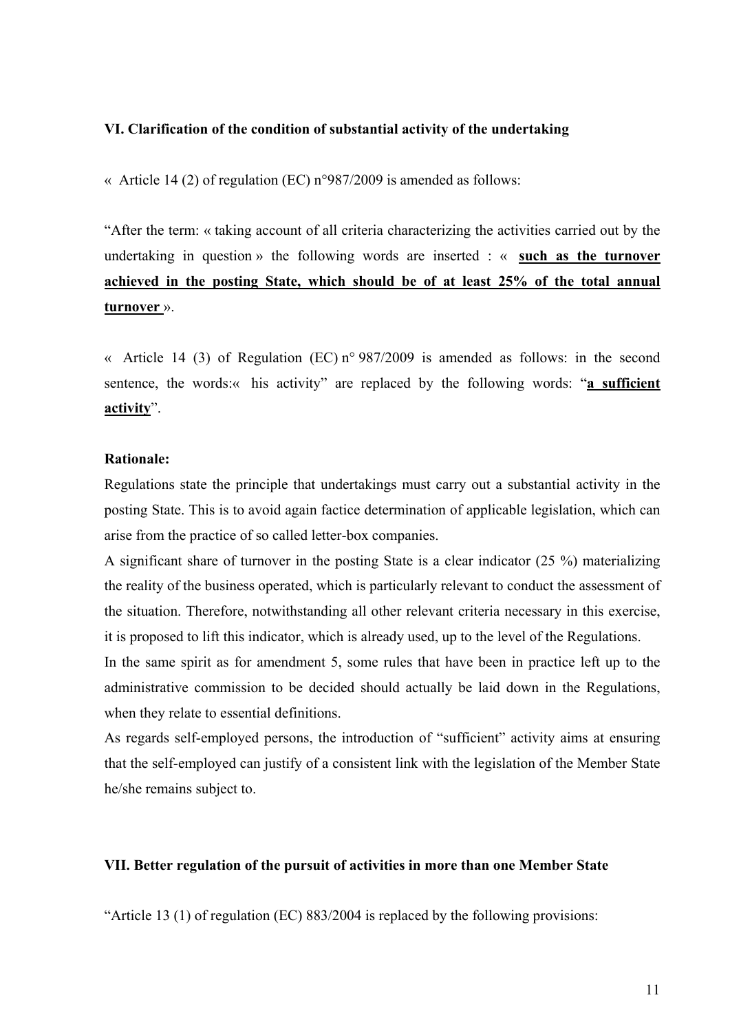### VI. Clarification of the condition of substantial activity of the undertaking

« Article 14 (2) of regulation (EC) n°987/2009 is amended as follows:

"After the term: « taking account of all criteria characterizing the activities carried out by the undertaking in question » the following words are inserted : « **such as the turnover achieved in the posting State, which should be of at least 25% of the total annual turnover** ».

« Article 14 (3) of Regulation (EC) n° 987/2009 is amended as follows: in the second sentence, the words:« his activity" are replaced by the following words: "**a sufficient activity**".

**Rationale:**

Regulations state the principle that undertakings must carry out a substantial activity in the posting State. This is to avoid again factice determination of applicable legislation, which can arise from the practice of so called letter-box companies.

A significant share of turnover in the posting State is a clear indicator (25 %) materializing the reality of the business operated, which is particularly relevant to conduct the assessment of the situation. Therefore, notwithstanding all other relevant criteria necessary in this exercise, it is proposed to lift this indicator, which is already used, up to the level of the Regulations.

In the same spirit as for amendment 5, some rules that have been in practice left up to the administrative commission to be decided should actually be laid down in the Regulations, when they relate to essential definitions.

As regards self-employed persons, the introduction of "sufficient" activity aims at ensuring that the self-employed can justify of a consistent link with the legislation of the Member State he/she remains subject to.

### VII. Better regulation of the pursuit of activities in more than one Member State

"Article 13 (1) of regulation (EC) 883/2004 is replaced by the following provisions: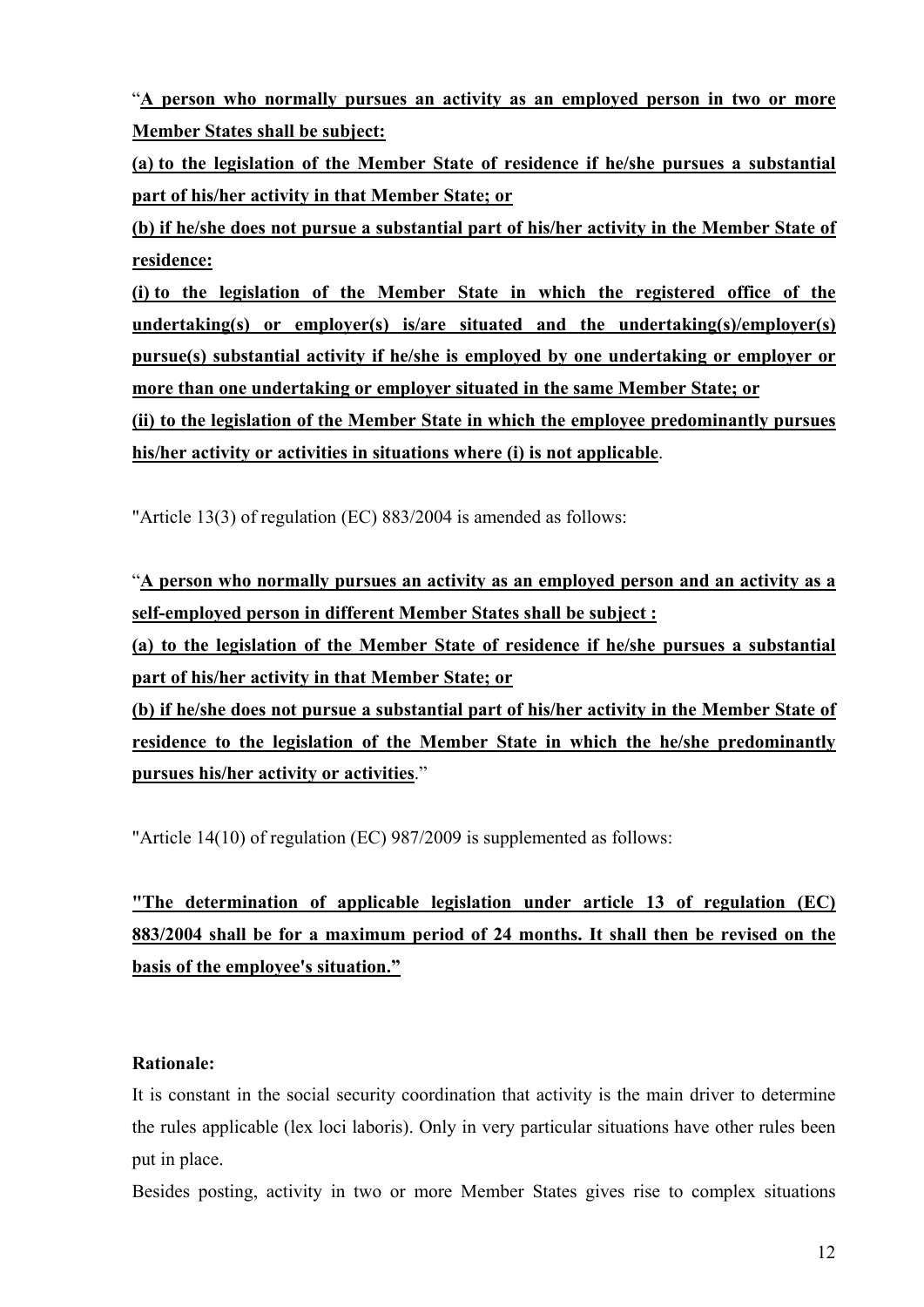“**A person who normally pursues an activity as an employed person in two or more Member States shall be subject:**

**(a) to the legislation of the Member State of residence if he/she pursues a substantial part of his/her activity in that Member State; or**

**(b) if he/she does not pursue a substantial part of his/her activity in the Member State of residence:**

**(i) to the legislation of the Member State in which the registered office of the undertaking(s) or employer(s) is/are situated and the undertaking(s)/employer(s) pursue(s) substantial activity if he/she is employed by one undertaking or employer or more than one undertaking or employer situated in the same Member State; or**

**(ii) to the legislation of the Member State in which the employee predominantly pursues his/her activity or activities in situations where (i) is not applicable**.

"Article 13(3) of regulation (EC) 883/2004 is amended as follows:

“**A person who normally pursues an activity as an employed person and an activity as a self-employed person in different Member States shall be subject :**

**(a) to the legislation of the Member State of residence if he/she pursues a substantial part of his/her activity in that Member State; or**

**(b) if he/she does not pursue a substantial part of his/her activity in the Member State of residence to the legislation of the Member State in which the he/she predominantly pursues his/her activity or activities**.”

"Article 14(10) of regulation (EC) 987/2009 is supplemented as follows:

**"The determination of applicable legislation under article 13 of regulation (EC) 883/2004 shall be for a maximum period of 24 months. It shall then be revised on the basis of the employee's situation."**

**Rationale:**

It is constant in the social security coordination that activity is the main driver to determine the rules applicable (lex loci laboris). Only in very particular situations have other rules been put in place.

Besides posting, activity in two or more Member States gives rise to complex situations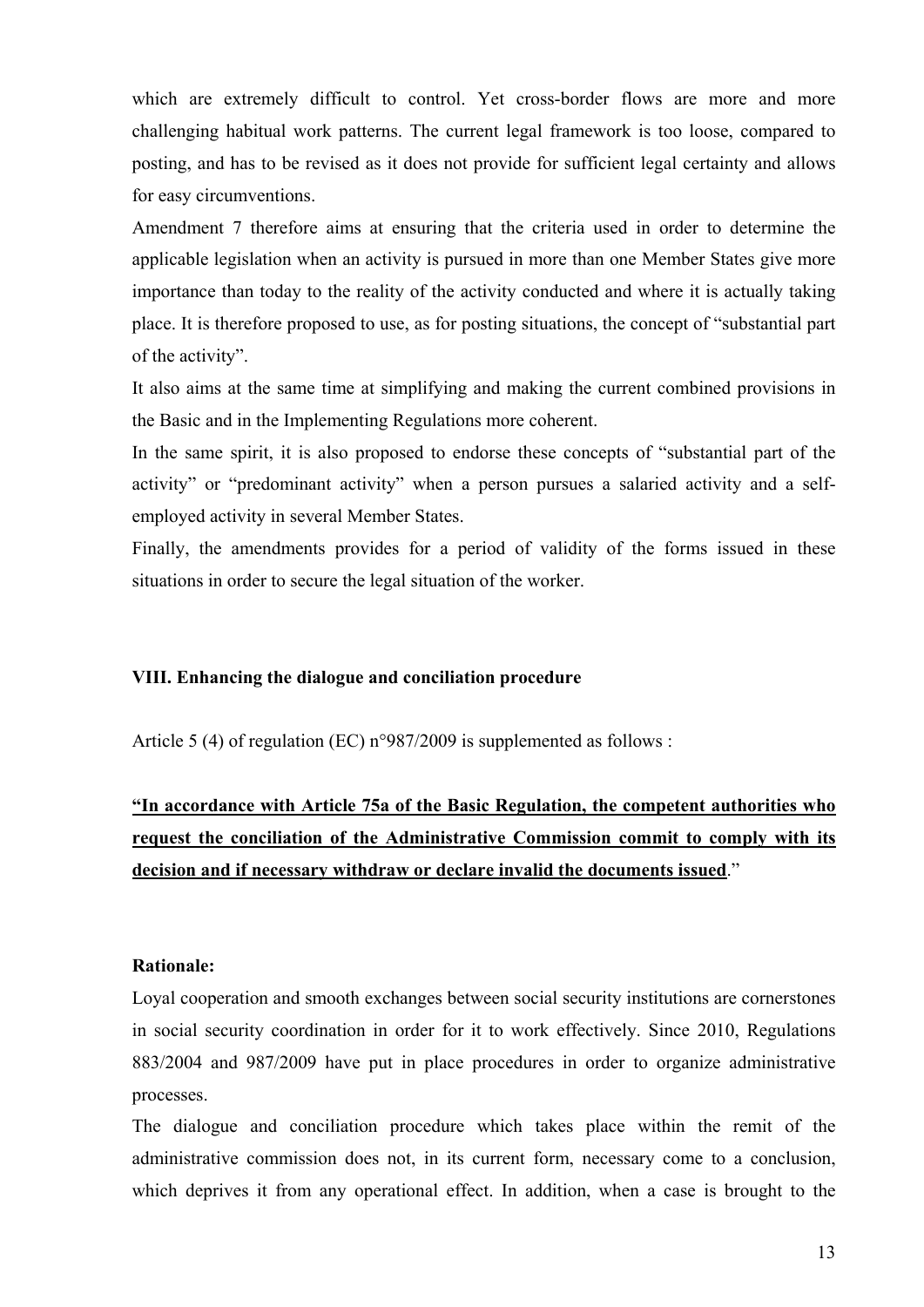which are extremely difficult to control. Yet cross-border flows are more and more challenging habitual work patterns. The current legal framework is too loose, compared to posting, and has to be revised as it does not provide for sufficient legal certainty and allows for easy circumventions.

Amendment 7 therefore aims at ensuring that the criteria used in order to determine the applicable legislation when an activity is pursued in more than one Member States give more importance than today to the reality of the activity conducted and where it is actually taking place. It is therefore proposed to use, as for posting situations, the concept of "substantial part of the activity".

It also aims at the same time at simplifying and making the current combined provisions in the Basic and in the Implementing Regulations more coherent.

In the same spirit, it is also proposed to endorse these concepts of "substantial part of the activity" or "predominant activity" when a person pursues a salaried activity and a self-employed activity in several Member States.

Finally, the amendments provides for a period of validity of the forms issued in these situations in order to secure the legal situation of the worker.

### VIII. Enhancing the dialogue and conciliation procedure

Article 5 (4) of regulation (EC) n°987/2009 is supplemented as follows :

**"In accordance with Article 75a of the Basic Regulation, the competent authorities who request the conciliation of the Administrative Commission commit to comply with its decision and if necessary withdraw or declare invalid the documents issued**."

**Rationale:**

Loyal cooperation and smooth exchanges between social security institutions are cornerstones in social security coordination in order for it to work effectively. Since 2010, Regulations 883/2004 and 987/2009 have put in place procedures in order to organize administrative processes.

The dialogue and conciliation procedure which takes place within the remit of the administrative commission does not, in its current form, necessary come to a conclusion, which deprives it from any operational effect. In addition, when a case is brought to the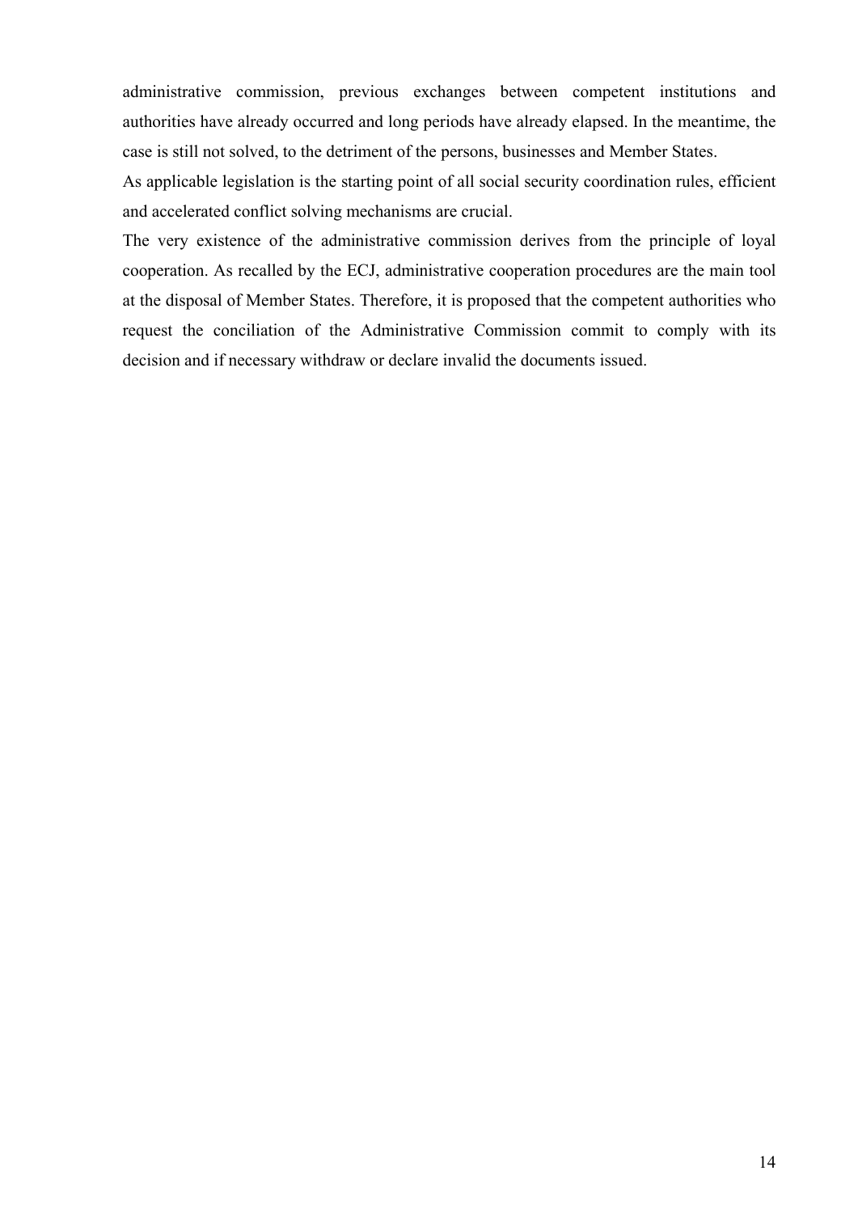administrative commission, previous exchanges between competent institutions and authorities have already occurred and long periods have already elapsed. In the meantime, the case is still not solved, to the detriment of the persons, businesses and Member States.

As applicable legislation is the starting point of all social security coordination rules, efficient and accelerated conflict solving mechanisms are crucial.

The very existence of the administrative commission derives from the principle of loyal cooperation. As recalled by the ECJ, administrative cooperation procedures are the main tool at the disposal of Member States. Therefore, it is proposed that the competent authorities who request the conciliation of the Administrative Commission commit to comply with its decision and if necessary withdraw or declare invalid the documents issued.